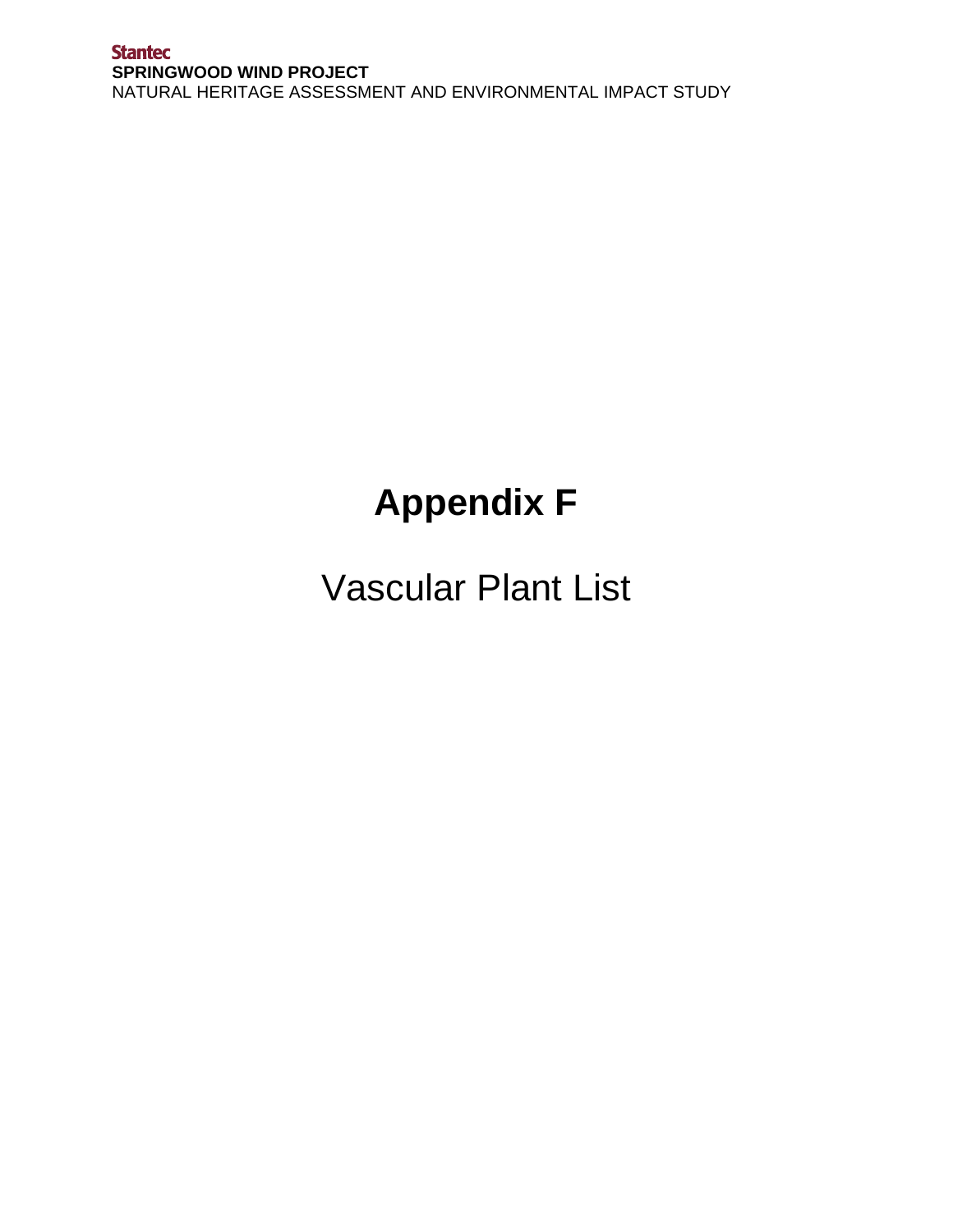# Appendix F

## Vascular Plant List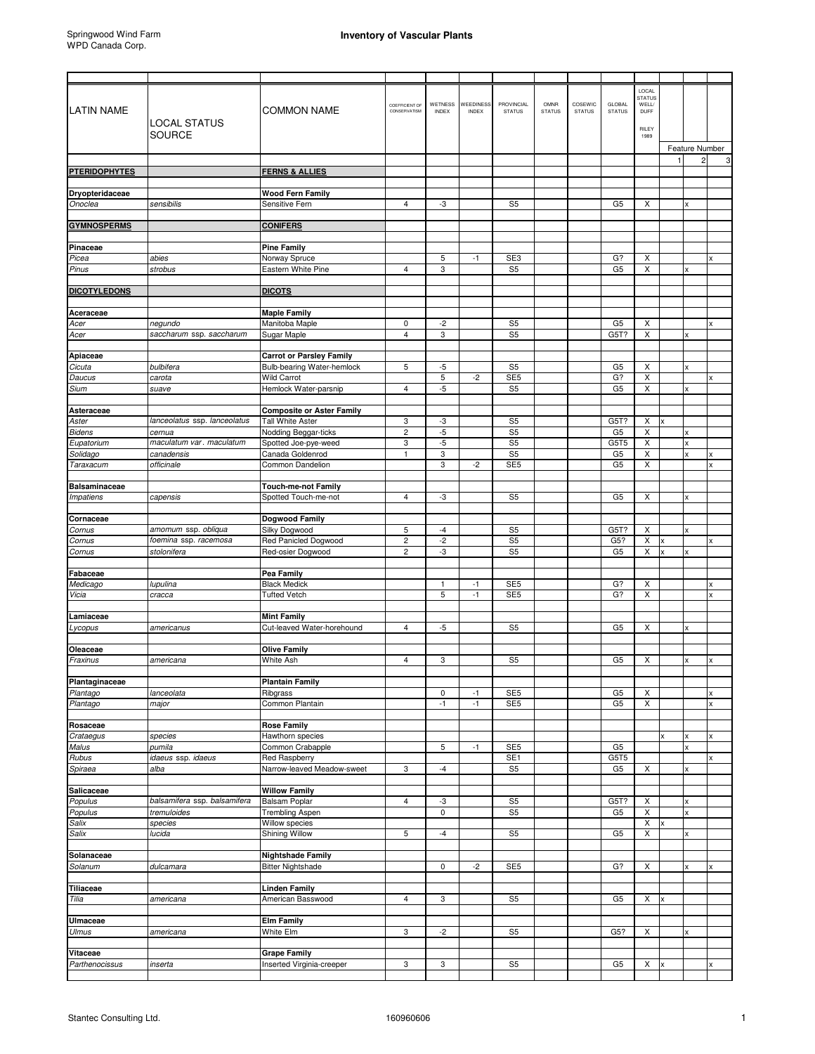# Inventory of Vascular Plants

| LATIN NAME | LOCAL STATUS SOURCE | COMMON NAME | COEFFICIENT OF CONSERVATISM | WETNESS INDEX | WEEDINESS INDEX | PROVINCIAL STATUS | OMNR STATUS | COSEWIC STATUS | GLOBAL STATUS | LOCAL STATUS WELL/ DUFF RILEY 1989 | Feature Number | | |
|---|---|---|---|---|---|---|---|---|---|---|---|---|---|
| | | | | | | | | | | | 1 | 2 | 3 |
| **PTERIDOPHYTES** | | **FERNS & ALLIES** | | | | | | | | | | | |
| **Dryopteridaceae** | | **Wood Fern Family** | | | | | | | | | | | |
| *Onoclea* | *sensibilis* | Sensitive Fern | 4 | -3 | | S5 | | | G5 | X | | x | |
| **GYMNOSPERMS** | | **CONIFERS** | | | | | | | | | | | |
| **Pinaceae** | | **Pine Family** | | | | | | | | | | | |
| *Picea* | *abies* | Norway Spruce | | 5 | -1 | SE3 | | | G? | X | | | x |
| *Pinus* | *strobus* | Eastern White Pine | 4 | 3 | | S5 | | | G5 | X | | x | |
| **DICOTYLEDONS** | | **DICOTS** | | | | | | | | | | | |
| **Aceraceae** | | **Maple Family** | | | | | | | | | | | |
| *Acer* | *negundo* | Manitoba Maple | 0 | -2 | | S5 | | | G5 | X | | | x |
| *Acer* | *saccharum ssp. saccharum* | Sugar Maple | 4 | 3 | | S5 | | | G5T? | X | | x | |
| **Apiaceae** | | **Carrot or Parsley Family** | | | | | | | | | | | |
| *Cicuta* | *bulbifera* | Bulb-bearing Water-hemlock | 5 | -5 | | S5 | | | G5 | X | | x | |
| *Daucus* | *carota* | Wild Carrot | | 5 | -2 | SE5 | | | G? | X | | | x |
| *Sium* | *suave* | Hemlock Water-parsnip | 4 | -5 | | S5 | | | G5 | X | | x | |
| **Asteraceae** | | **Composite or Aster Family** | | | | | | | | | | | |
| *Aster* | *lanceolatus ssp. lanceolatus* | Tall White Aster | 3 | -3 | | S5 | | | G5T? | X | x | | |
| *Bidens* | *cernua* | Nodding Beggar-ticks | 2 | -5 | | S5 | | | G5 | X | | x | |
| *Eupatorium* | *maculatum var. maculatum* | Spotted Joe-pye-weed | 3 | -5 | | S5 | | | G5T5 | X | | x | |
| *Solidago* | *canadensis* | Canada Goldenrod | 1 | 3 | | S5 | | | G5 | X | | x | x |
| *Taraxacum* | *officinale* | Common Dandelion | | 3 | -2 | SE5 | | | G5 | X | | | x |
| **Balsaminaceae** | | **Touch-me-not Family** | | | | | | | | | | | |
| *Impatiens* | *capensis* | Spotted Touch-me-not | 4 | -3 | | S5 | | | G5 | X | | x | |
| **Cornaceae** | | **Dogwood Family** | | | | | | | | | | | |
| *Cornus* | *amomum ssp. obliqua* | Silky Dogwood | 5 | -4 | | S5 | | | G5T? | X | | x | |
| *Cornus* | *foemina ssp. racemosa* | Red Panicled Dogwood | 2 | -2 | | S5 | | | G5? | X | x | | x |
| *Cornus* | *stolonifera* | Red-osier Dogwood | 2 | -3 | | S5 | | | G5 | X | x | x | |
| **Fabaceae** | | **Pea Family** | | | | | | | | | | | |
| *Medicago* | *lupulina* | Black Medick | | 1 | -1 | SE5 | | | G? | X | | | x |
| *Vicia* | *cracca* | Tufted Vetch | | 5 | -1 | SE5 | | | G? | X | | | x |
| **Lamiaceae** | | **Mint Family** | | | | | | | | | | | |
| *Lycopus* | *americanus* | Cut-leaved Water-horehound | 4 | -5 | | S5 | | | G5 | X | | x | |
| **Oleaceae** | | **Olive Family** | | | | | | | | | | | |
| *Fraxinus* | *americana* | White Ash | 4 | 3 | | S5 | | | G5 | X | | x | x |
| **Plantaginaceae** | | **Plantain Family** | | | | | | | | | | | |
| *Plantago* | *lanceolata* | Ribgrass | | 0 | -1 | SE5 | | | G5 | X | | | x |
| *Plantago* | *major* | Common Plantain | | -1 | -1 | SE5 | | | G5 | X | | | x |
| **Rosaceae** | | **Rose Family** | | | | | | | | | | | |
| *Crataegus* | *species* | Hawthorn species | | | | | | | | | x | x | x |
| *Malus* | *pumila* | Common Crabapple | | 5 | -1 | SE5 | | | G5 | | | x | |
| *Rubus* | *idaeus ssp. idaeus* | Red Raspberry | | | | SE1 | | | G5T5 | | | | x |
| *Spiraea* | *alba* | Narrow-leaved Meadow-sweet | 3 | -4 | | S5 | | | G5 | X | | x | |
| **Salicaceae** | | **Willow Family** | | | | | | | | | | | |
| *Populus* | *balsamifera ssp. balsamifera* | Balsam Poplar | 4 | -3 | | S5 | | | G5T? | X | | x | |
| *Populus* | *tremuloides* | Trembling Aspen | | 0 | | S5 | | | G5 | X | | x | |
| *Salix* | *species* | Willow species | | | | | | | | X | x | | |
| *Salix* | *lucida* | Shining Willow | 5 | -4 | | S5 | | | G5 | X | | x | |
| **Solanaceae** | | **Nightshade Family** | | | | | | | | | | | |
| *Solanum* | *dulcamara* | Bitter Nightshade | | 0 | -2 | SE5 | | | G? | X | | x | x |
| **Tiliaceae** | | **Linden Family** | | | | | | | | | | | |
| *Tilia* | *americana* | American Basswood | 4 | 3 | | S5 | | | G5 | X | x | | |
| **Ulmaceae** | | **Elm Family** | | | | | | | | | | | |
| *Ulmus* | *americana* | White Elm | 3 | -2 | | S5 | | | G5? | X | | x | |
| **Vitaceae** | | **Grape Family** | | | | | | | | | | | |
| *Parthenocissus* | *inserta* | Inserted Virginia-creeper | 3 | 3 | | S5 | | | G5 | X | x | | x |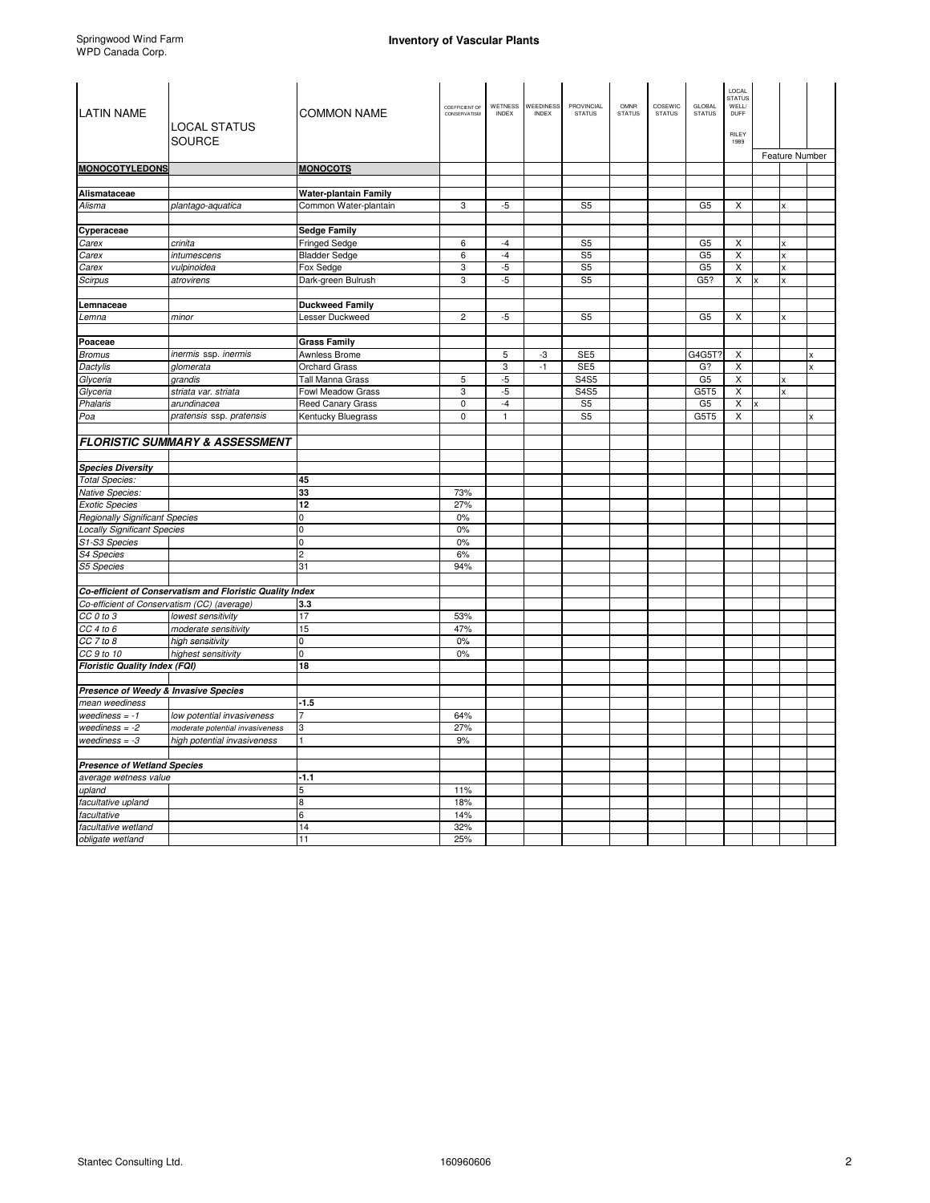**Inventory of Vascular Plants**

| LATIN NAME | LOCAL STATUS SOURCE | COMMON NAME | COEFFICIENT OF CONSERVATISM | WETNESS INDEX | WEEDINESS INDEX | PROVINCIAL STATUS | OMNR STATUS | COSEWIC STATUS | GLOBAL STATUS | LOCAL STATUS WELL/ DUFF RILEY 1989 | Feature Number | | |
|---|---|---|---|---|---|---|---|---|---|---|---|---|---|
| **MONOCOTYLEDONS** | | **MONOCOTS** | | | | | | | | | | | |
| | | | | | | | | | | | | | |
| **Alismataceae** | | **Water-plantain Family** | | | | | | | | | | | |
| *Alisma* | *plantago-aquatica* | Common Water-plantain | 3 | -5 | | S5 | | | G5 | X | | x | |
| | | | | | | | | | | | | | |
| **Cyperaceae** | | **Sedge Family** | | | | | | | | | | | |
| *Carex* | *crinita* | Fringed Sedge | 6 | -4 | | S5 | | | G5 | X | | x | |
| *Carex* | *intumescens* | Bladder Sedge | 6 | -4 | | S5 | | | G5 | X | | x | |
| *Carex* | *vulpinoidea* | Fox Sedge | 3 | -5 | | S5 | | | G5 | X | | x | |
| *Scirpus* | *atrovirens* | Dark-green Bulrush | 3 | -5 | | S5 | | | G5? | X | x | x | |
| | | | | | | | | | | | | | |
| **Lemnaceae** | | **Duckweed Family** | | | | | | | | | | | |
| *Lemna* | *minor* | Lesser Duckweed | 2 | -5 | | S5 | | | G5 | X | | x | |
| | | | | | | | | | | | | | |
| **Poaceae** | | **Grass Family** | | | | | | | | | | | |
| *Bromus* | *inermis ssp. inermis* | Awnless Brome | | 5 | -3 | SE5 | | | G4G5T? | X | | | x |
| *Dactylis* | *glomerata* | Orchard Grass | | 3 | -1 | SE5 | | | G? | X | | | x |
| *Glyceria* | *grandis* | Tall Manna Grass | 5 | -5 | | S4S5 | | | G5 | X | | x | |
| *Glyceria* | *striata var. striata* | Fowl Meadow Grass | 3 | -5 | | S4S5 | | | G5T5 | X | | x | |
| *Phalaris* | *arundinacea* | Reed Canary Grass | 0 | -4 | | S5 | | | G5 | X | x | | |
| *Poa* | *pratensis ssp. pratensis* | Kentucky Bluegrass | 0 | 1 | | S5 | | | G5T5 | X | | | x |
| | | | | | | | | | | | | | |
| ***FLORISTIC SUMMARY & ASSESSMENT*** | | | | | | | | | | | | | |
| | | | | | | | | | | | | | |
| ***Species Diversity*** | | | | | | | | | | | | | |
| *Total Species:* | | **45** | | | | | | | | | | | |
| *Native Species:* | | **33** | 73% | | | | | | | | | | |
| *Exotic Species* | | **12** | 27% | | | | | | | | | | |
| *Regionally Significant Species* | | 0 | 0% | | | | | | | | | | |
| *Locally Significant Species* | | 0 | 0% | | | | | | | | | | |
| *S1-S3 Species* | | 0 | 0% | | | | | | | | | | |
| *S4 Species* | | 2 | 6% | | | | | | | | | | |
| *S5 Species* | | 31 | 94% | | | | | | | | | | |
| | | | | | | | | | | | | | |
| ***Co-efficient of Conservatism and Floristic Quality Index*** | | | | | | | | | | | | | |
| *Co-efficient of Conservatism (CC) (average)* | | **3.3** | | | | | | | | | | | |
| *CC 0 to 3* | *lowest sensitivity* | 17 | 53% | | | | | | | | | | |
| *CC 4 to 6* | *moderate sensitivity* | 15 | 47% | | | | | | | | | | |
| *CC 7 to 8* | *high sensitivity* | 0 | 0% | | | | | | | | | | |
| *CC 9 to 10* | *highest sensitivity* | 0 | 0% | | | | | | | | | | |
| ***Floristic Quality Index (FQI)*** | | **18** | | | | | | | | | | | |
| | | | | | | | | | | | | | |
| ***Presence of Weedy & Invasive Species*** | | | | | | | | | | | | | |
| *mean weediness* | | **-1.5** | | | | | | | | | | | |
| *weediness = -1* | *low potential invasiveness* | 7 | 64% | | | | | | | | | | |
| *weediness = -2* | *moderate potential invasiveness* | 3 | 27% | | | | | | | | | | |
| *weediness = -3* | *high potential invasiveness* | 1 | 9% | | | | | | | | | | |
| | | | | | | | | | | | | | |
| ***Presence of Wetland Species*** | | | | | | | | | | | | | |
| *average wetness value* | | **-1.1** | | | | | | | | | | | |
| *upland* | | 5 | 11% | | | | | | | | | | |
| *facultative upland* | | 8 | 18% | | | | | | | | | | |
| *facultative* | | 6 | 14% | | | | | | | | | | |
| *facultative wetland* | | 14 | 32% | | | | | | | | | | |
| *obligate wetland* | | 11 | 25% | | | | | | | | | | |